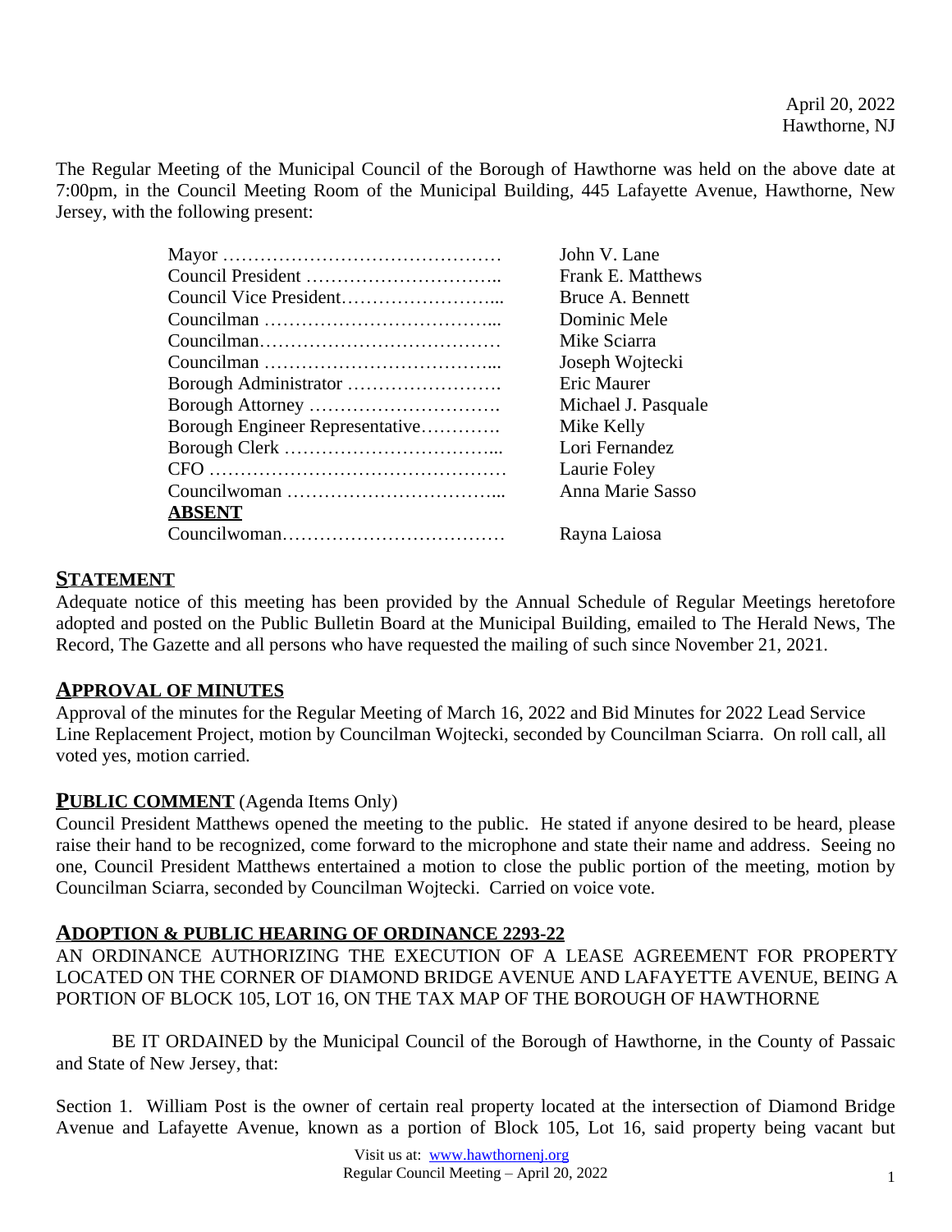April 20, 2022
Hawthorne, NJ

The Regular Meeting of the Municipal Council of the Borough of Hawthorne was held on the above date at 7:00pm, in the Council Meeting Room of the Municipal Building, 445 Lafayette Avenue, Hawthorne, New Jersey, with the following present:

| | |
|---|---|
| Mayor | John V. Lane |
| Council President | Frank E. Matthews |
| Council Vice President | Bruce A. Bennett |
| Councilman | Dominic Mele |
| Councilman | Mike Sciarra |
| Councilman | Joseph Wojtecki |
| Borough Administrator | Eric Maurer |
| Borough Attorney | Michael J. Pasquale |
| Borough Engineer Representative | Mike Kelly |
| Borough Clerk | Lori Fernandez |
| CFO | Laurie Foley |
| Councilwoman | Anna Marie Sasso |
| **ABSENT** | |
| Councilwoman | Rayna Laiosa |

## STATEMENT

Adequate notice of this meeting has been provided by the Annual Schedule of Regular Meetings heretofore adopted and posted on the Public Bulletin Board at the Municipal Building, emailed to The Herald News, The Record, The Gazette and all persons who have requested the mailing of such since November 21, 2021.

## APPROVAL OF MINUTES

Approval of the minutes for the Regular Meeting of March 16, 2022 and Bid Minutes for 2022 Lead Service Line Replacement Project, motion by Councilman Wojtecki, seconded by Councilman Sciarra. On roll call, all voted yes, motion carried.

## PUBLIC COMMENT (Agenda Items Only)

Council President Matthews opened the meeting to the public. He stated if anyone desired to be heard, please raise their hand to be recognized, come forward to the microphone and state their name and address. Seeing no one, Council President Matthews entertained a motion to close the public portion of the meeting, motion by Councilman Sciarra, seconded by Councilman Wojtecki. Carried on voice vote.

## ADOPTION & PUBLIC HEARING OF ORDINANCE 2293-22

AN ORDINANCE AUTHORIZING THE EXECUTION OF A LEASE AGREEMENT FOR PROPERTY LOCATED ON THE CORNER OF DIAMOND BRIDGE AVENUE AND LAFAYETTE AVENUE, BEING A PORTION OF BLOCK 105, LOT 16, ON THE TAX MAP OF THE BOROUGH OF HAWTHORNE

BE IT ORDAINED by the Municipal Council of the Borough of Hawthorne, in the County of Passaic and State of New Jersey, that:

Section 1. William Post is the owner of certain real property located at the intersection of Diamond Bridge Avenue and Lafayette Avenue, known as a portion of Block 105, Lot 16, said property being vacant but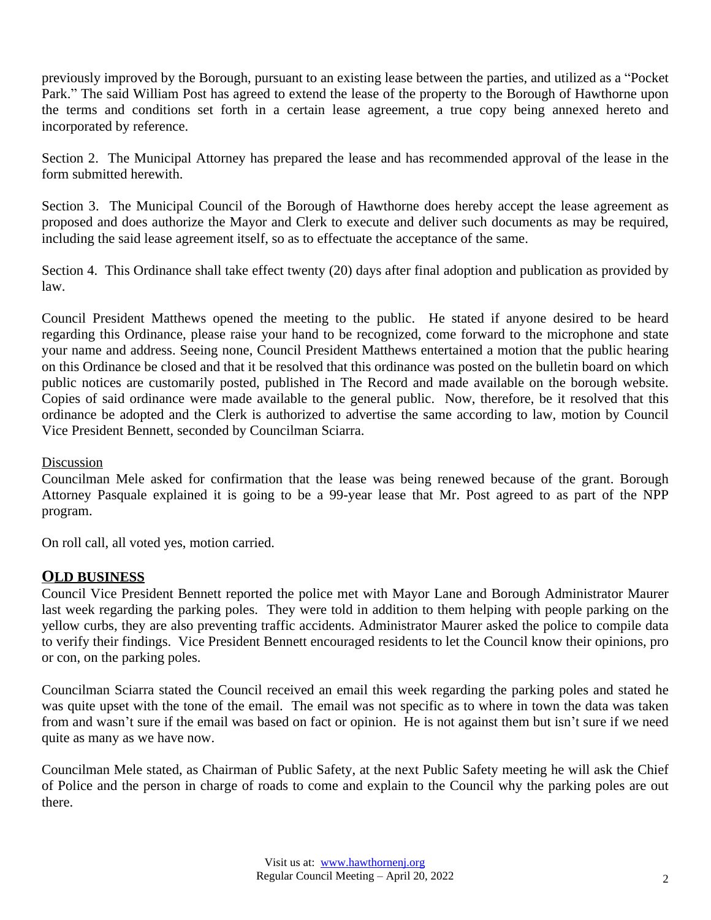previously improved by the Borough, pursuant to an existing lease between the parties, and utilized as a "Pocket Park." The said William Post has agreed to extend the lease of the property to the Borough of Hawthorne upon the terms and conditions set forth in a certain lease agreement, a true copy being annexed hereto and incorporated by reference.

Section 2. The Municipal Attorney has prepared the lease and has recommended approval of the lease in the form submitted herewith.

Section 3. The Municipal Council of the Borough of Hawthorne does hereby accept the lease agreement as proposed and does authorize the Mayor and Clerk to execute and deliver such documents as may be required, including the said lease agreement itself, so as to effectuate the acceptance of the same.

Section 4. This Ordinance shall take effect twenty (20) days after final adoption and publication as provided by law.

Council President Matthews opened the meeting to the public. He stated if anyone desired to be heard regarding this Ordinance, please raise your hand to be recognized, come forward to the microphone and state your name and address. Seeing none, Council President Matthews entertained a motion that the public hearing on this Ordinance be closed and that it be resolved that this ordinance was posted on the bulletin board on which public notices are customarily posted, published in The Record and made available on the borough website. Copies of said ordinance were made available to the general public. Now, therefore, be it resolved that this ordinance be adopted and the Clerk is authorized to advertise the same according to law, motion by Council Vice President Bennett, seconded by Councilman Sciarra.

Discussion

Councilman Mele asked for confirmation that the lease was being renewed because of the grant. Borough Attorney Pasquale explained it is going to be a 99-year lease that Mr. Post agreed to as part of the NPP program.

On roll call, all voted yes, motion carried.

## OLD BUSINESS

Council Vice President Bennett reported the police met with Mayor Lane and Borough Administrator Maurer last week regarding the parking poles. They were told in addition to them helping with people parking on the yellow curbs, they are also preventing traffic accidents. Administrator Maurer asked the police to compile data to verify their findings. Vice President Bennett encouraged residents to let the Council know their opinions, pro or con, on the parking poles.

Councilman Sciarra stated the Council received an email this week regarding the parking poles and stated he was quite upset with the tone of the email. The email was not specific as to where in town the data was taken from and wasn't sure if the email was based on fact or opinion. He is not against them but isn't sure if we need quite as many as we have now.

Councilman Mele stated, as Chairman of Public Safety, at the next Public Safety meeting he will ask the Chief of Police and the person in charge of roads to come and explain to the Council why the parking poles are out there.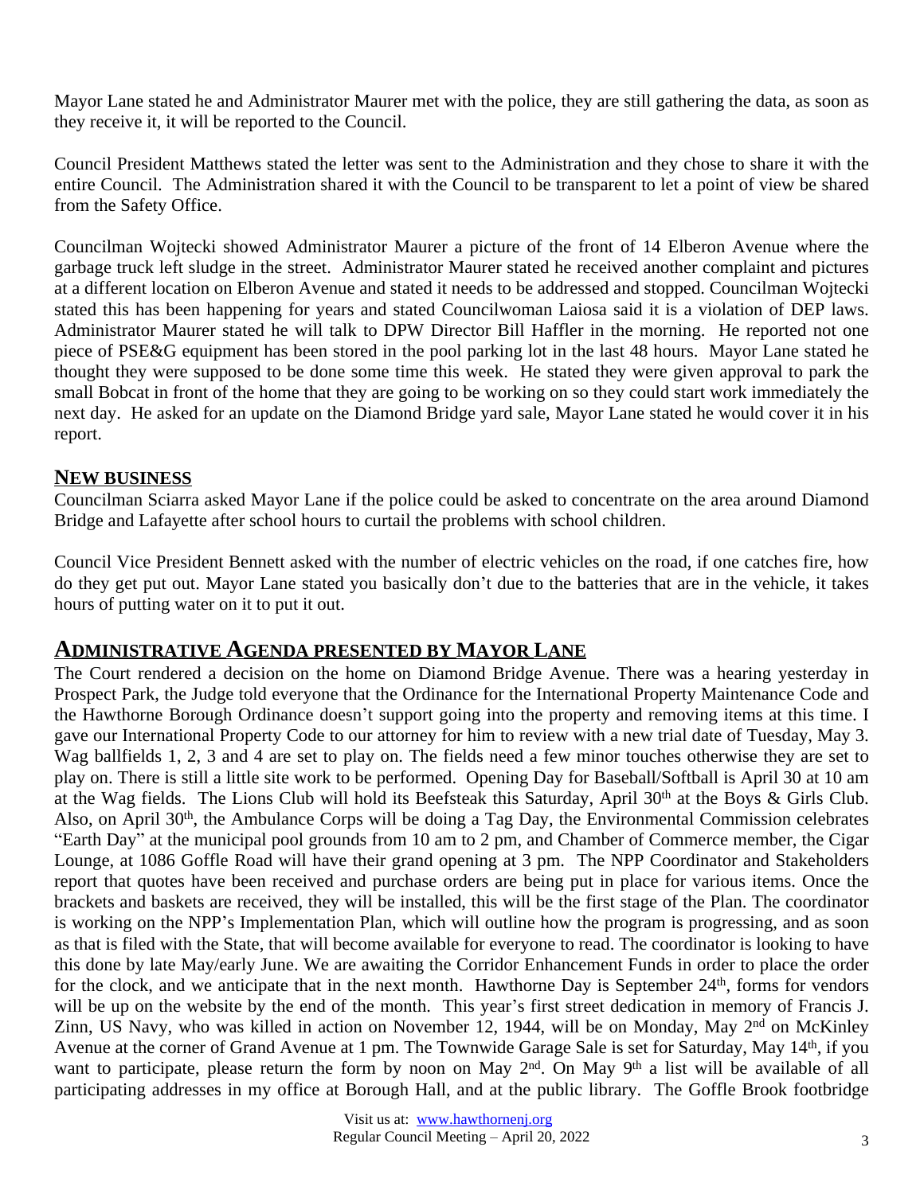Mayor Lane stated he and Administrator Maurer met with the police, they are still gathering the data, as soon as they receive it, it will be reported to the Council.

Council President Matthews stated the letter was sent to the Administration and they chose to share it with the entire Council. The Administration shared it with the Council to be transparent to let a point of view be shared from the Safety Office.

Councilman Wojtecki showed Administrator Maurer a picture of the front of 14 Elberon Avenue where the garbage truck left sludge in the street. Administrator Maurer stated he received another complaint and pictures at a different location on Elberon Avenue and stated it needs to be addressed and stopped. Councilman Wojtecki stated this has been happening for years and stated Councilwoman Laiosa said it is a violation of DEP laws. Administrator Maurer stated he will talk to DPW Director Bill Haffler in the morning. He reported not one piece of PSE&G equipment has been stored in the pool parking lot in the last 48 hours. Mayor Lane stated he thought they were supposed to be done some time this week. He stated they were given approval to park the small Bobcat in front of the home that they are going to be working on so they could start work immediately the next day. He asked for an update on the Diamond Bridge yard sale, Mayor Lane stated he would cover it in his report.

## NEW BUSINESS

Councilman Sciarra asked Mayor Lane if the police could be asked to concentrate on the area around Diamond Bridge and Lafayette after school hours to curtail the problems with school children.

Council Vice President Bennett asked with the number of electric vehicles on the road, if one catches fire, how do they get put out. Mayor Lane stated you basically don't due to the batteries that are in the vehicle, it takes hours of putting water on it to put it out.

## ADMINISTRATIVE AGENDA PRESENTED BY MAYOR LANE

The Court rendered a decision on the home on Diamond Bridge Avenue. There was a hearing yesterday in Prospect Park, the Judge told everyone that the Ordinance for the International Property Maintenance Code and the Hawthorne Borough Ordinance doesn't support going into the property and removing items at this time. I gave our International Property Code to our attorney for him to review with a new trial date of Tuesday, May 3. Wag ballfields 1, 2, 3 and 4 are set to play on. The fields need a few minor touches otherwise they are set to play on. There is still a little site work to be performed. Opening Day for Baseball/Softball is April 30 at 10 am at the Wag fields. The Lions Club will hold its Beefsteak this Saturday, April 30th at the Boys & Girls Club. Also, on April 30th, the Ambulance Corps will be doing a Tag Day, the Environmental Commission celebrates "Earth Day" at the municipal pool grounds from 10 am to 2 pm, and Chamber of Commerce member, the Cigar Lounge, at 1086 Goffle Road will have their grand opening at 3 pm. The NPP Coordinator and Stakeholders report that quotes have been received and purchase orders are being put in place for various items. Once the brackets and baskets are received, they will be installed, this will be the first stage of the Plan. The coordinator is working on the NPP's Implementation Plan, which will outline how the program is progressing, and as soon as that is filed with the State, that will become available for everyone to read. The coordinator is looking to have this done by late May/early June. We are awaiting the Corridor Enhancement Funds in order to place the order for the clock, and we anticipate that in the next month. Hawthorne Day is September 24th, forms for vendors will be up on the website by the end of the month. This year's first street dedication in memory of Francis J. Zinn, US Navy, who was killed in action on November 12, 1944, will be on Monday, May 2nd on McKinley Avenue at the corner of Grand Avenue at 1 pm. The Townwide Garage Sale is set for Saturday, May 14th, if you want to participate, please return the form by noon on May 2nd. On May 9th a list will be available of all participating addresses in my office at Borough Hall, and at the public library. The Goffle Brook footbridge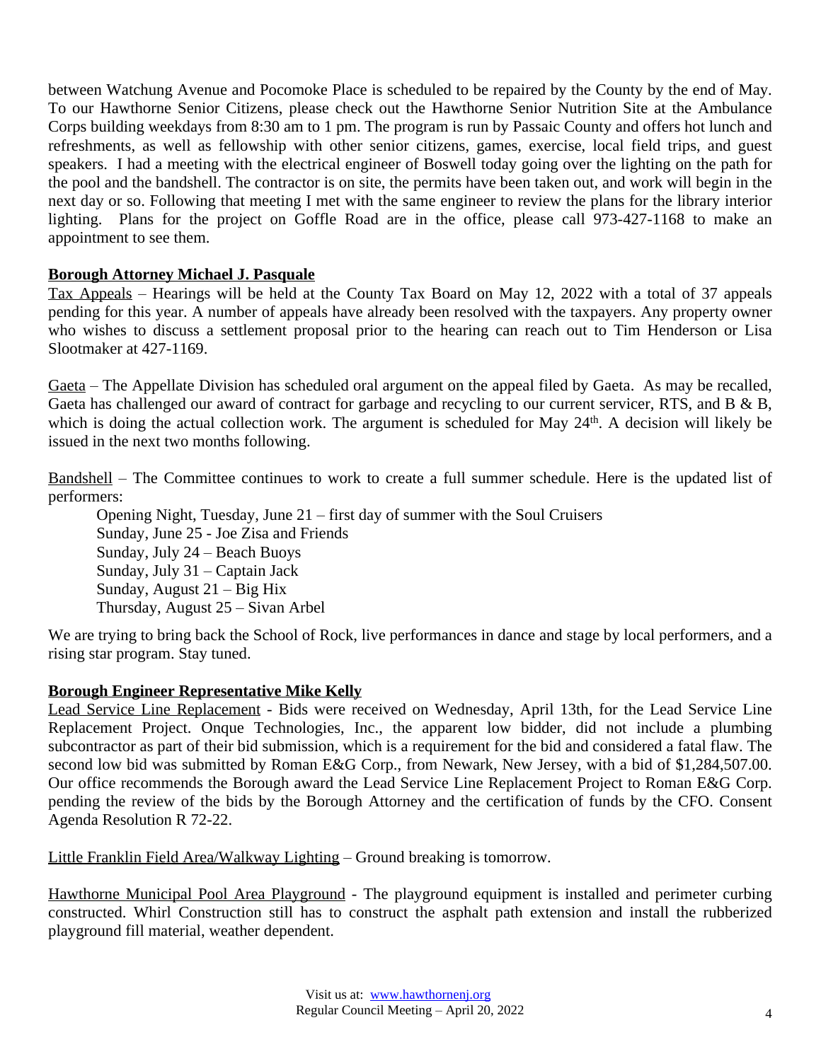between Watchung Avenue and Pocomoke Place is scheduled to be repaired by the County by the end of May. To our Hawthorne Senior Citizens, please check out the Hawthorne Senior Nutrition Site at the Ambulance Corps building weekdays from 8:30 am to 1 pm. The program is run by Passaic County and offers hot lunch and refreshments, as well as fellowship with other senior citizens, games, exercise, local field trips, and guest speakers. I had a meeting with the electrical engineer of Boswell today going over the lighting on the path for the pool and the bandshell. The contractor is on site, the permits have been taken out, and work will begin in the next day or so. Following that meeting I met with the same engineer to review the plans for the library interior lighting. Plans for the project on Goffle Road are in the office, please call 973-427-1168 to make an appointment to see them.

**Borough Attorney Michael J. Pasquale**

Tax Appeals – Hearings will be held at the County Tax Board on May 12, 2022 with a total of 37 appeals pending for this year. A number of appeals have already been resolved with the taxpayers. Any property owner who wishes to discuss a settlement proposal prior to the hearing can reach out to Tim Henderson or Lisa Slootmaker at 427-1169.

Gaeta – The Appellate Division has scheduled oral argument on the appeal filed by Gaeta. As may be recalled, Gaeta has challenged our award of contract for garbage and recycling to our current servicer, RTS, and B & B, which is doing the actual collection work. The argument is scheduled for May 24th. A decision will likely be issued in the next two months following.

Bandshell – The Committee continues to work to create a full summer schedule. Here is the updated list of performers:

Opening Night, Tuesday, June 21 – first day of summer with the Soul Cruisers
Sunday, June 25 - Joe Zisa and Friends
Sunday, July 24 – Beach Buoys
Sunday, July 31 – Captain Jack
Sunday, August 21 – Big Hix
Thursday, August 25 – Sivan Arbel

We are trying to bring back the School of Rock, live performances in dance and stage by local performers, and a rising star program. Stay tuned.

**Borough Engineer Representative Mike Kelly**

Lead Service Line Replacement - Bids were received on Wednesday, April 13th, for the Lead Service Line Replacement Project. Onque Technologies, Inc., the apparent low bidder, did not include a plumbing subcontractor as part of their bid submission, which is a requirement for the bid and considered a fatal flaw. The second low bid was submitted by Roman E&G Corp., from Newark, New Jersey, with a bid of $1,284,507.00. Our office recommends the Borough award the Lead Service Line Replacement Project to Roman E&G Corp. pending the review of the bids by the Borough Attorney and the certification of funds by the CFO. Consent Agenda Resolution R 72-22.

Little Franklin Field Area/Walkway Lighting – Ground breaking is tomorrow.

Hawthorne Municipal Pool Area Playground - The playground equipment is installed and perimeter curbing constructed. Whirl Construction still has to construct the asphalt path extension and install the rubberized playground fill material, weather dependent.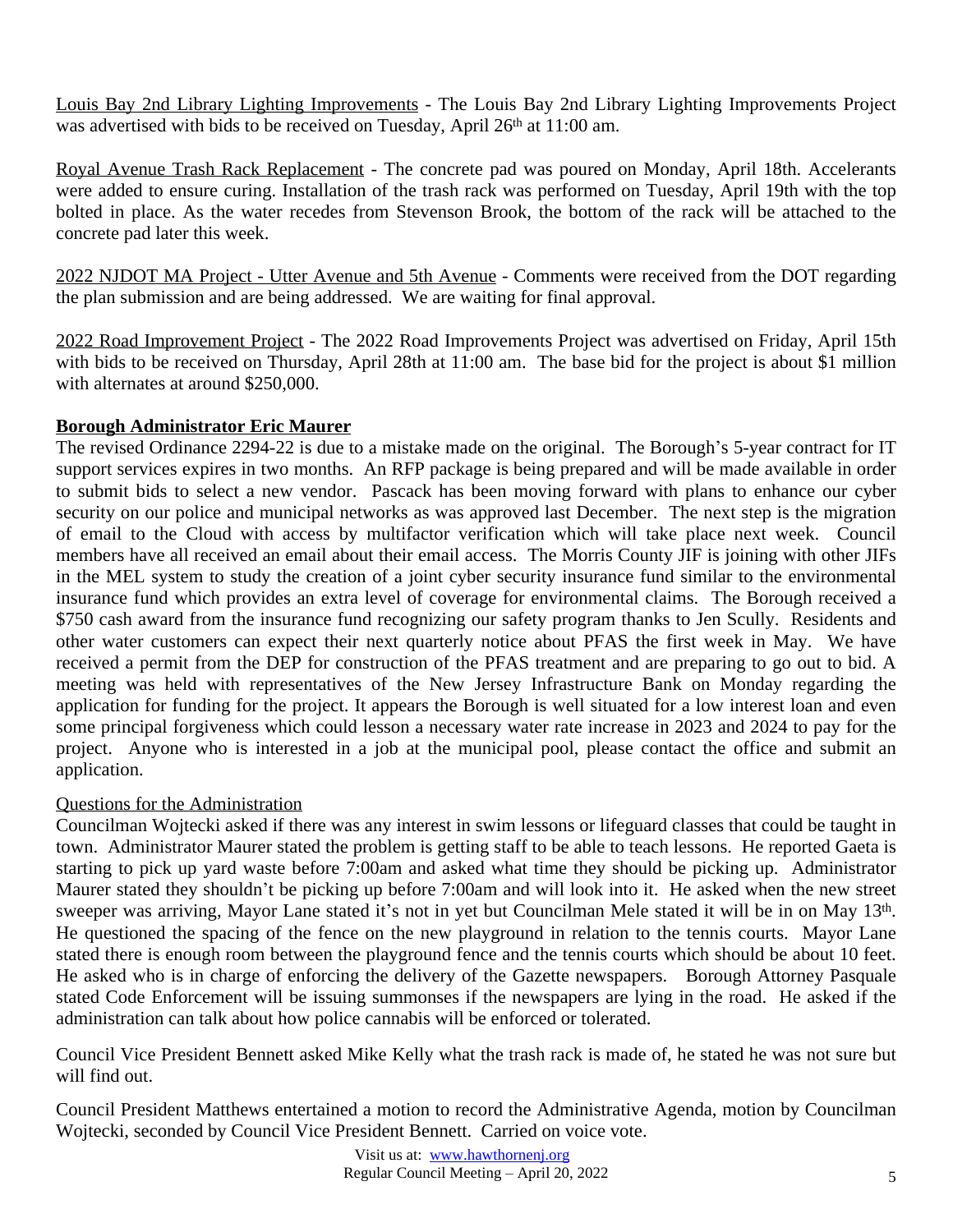Louis Bay 2nd Library Lighting Improvements - The Louis Bay 2nd Library Lighting Improvements Project was advertised with bids to be received on Tuesday, April 26th at 11:00 am.

Royal Avenue Trash Rack Replacement - The concrete pad was poured on Monday, April 18th. Accelerants were added to ensure curing. Installation of the trash rack was performed on Tuesday, April 19th with the top bolted in place. As the water recedes from Stevenson Brook, the bottom of the rack will be attached to the concrete pad later this week.

2022 NJDOT MA Project - Utter Avenue and 5th Avenue - Comments were received from the DOT regarding the plan submission and are being addressed. We are waiting for final approval.

2022 Road Improvement Project - The 2022 Road Improvements Project was advertised on Friday, April 15th with bids to be received on Thursday, April 28th at 11:00 am. The base bid for the project is about $1 million with alternates at around $250,000.

**Borough Administrator Eric Maurer**

The revised Ordinance 2294-22 is due to a mistake made on the original. The Borough's 5-year contract for IT support services expires in two months. An RFP package is being prepared and will be made available in order to submit bids to select a new vendor. Pascack has been moving forward with plans to enhance our cyber security on our police and municipal networks as was approved last December. The next step is the migration of email to the Cloud with access by multifactor verification which will take place next week. Council members have all received an email about their email access. The Morris County JIF is joining with other JIFs in the MEL system to study the creation of a joint cyber security insurance fund similar to the environmental insurance fund which provides an extra level of coverage for environmental claims. The Borough received a $750 cash award from the insurance fund recognizing our safety program thanks to Jen Scully. Residents and other water customers can expect their next quarterly notice about PFAS the first week in May. We have received a permit from the DEP for construction of the PFAS treatment and are preparing to go out to bid. A meeting was held with representatives of the New Jersey Infrastructure Bank on Monday regarding the application for funding for the project. It appears the Borough is well situated for a low interest loan and even some principal forgiveness which could lesson a necessary water rate increase in 2023 and 2024 to pay for the project. Anyone who is interested in a job at the municipal pool, please contact the office and submit an application.

Questions for the Administration

Councilman Wojtecki asked if there was any interest in swim lessons or lifeguard classes that could be taught in town. Administrator Maurer stated the problem is getting staff to be able to teach lessons. He reported Gaeta is starting to pick up yard waste before 7:00am and asked what time they should be picking up. Administrator Maurer stated they shouldn't be picking up before 7:00am and will look into it. He asked when the new street sweeper was arriving, Mayor Lane stated it's not in yet but Councilman Mele stated it will be in on May 13th. He questioned the spacing of the fence on the new playground in relation to the tennis courts. Mayor Lane stated there is enough room between the playground fence and the tennis courts which should be about 10 feet. He asked who is in charge of enforcing the delivery of the Gazette newspapers. Borough Attorney Pasquale stated Code Enforcement will be issuing summonses if the newspapers are lying in the road. He asked if the administration can talk about how police cannabis will be enforced or tolerated.

Council Vice President Bennett asked Mike Kelly what the trash rack is made of, he stated he was not sure but will find out.

Council President Matthews entertained a motion to record the Administrative Agenda, motion by Councilman Wojtecki, seconded by Council Vice President Bennett. Carried on voice vote.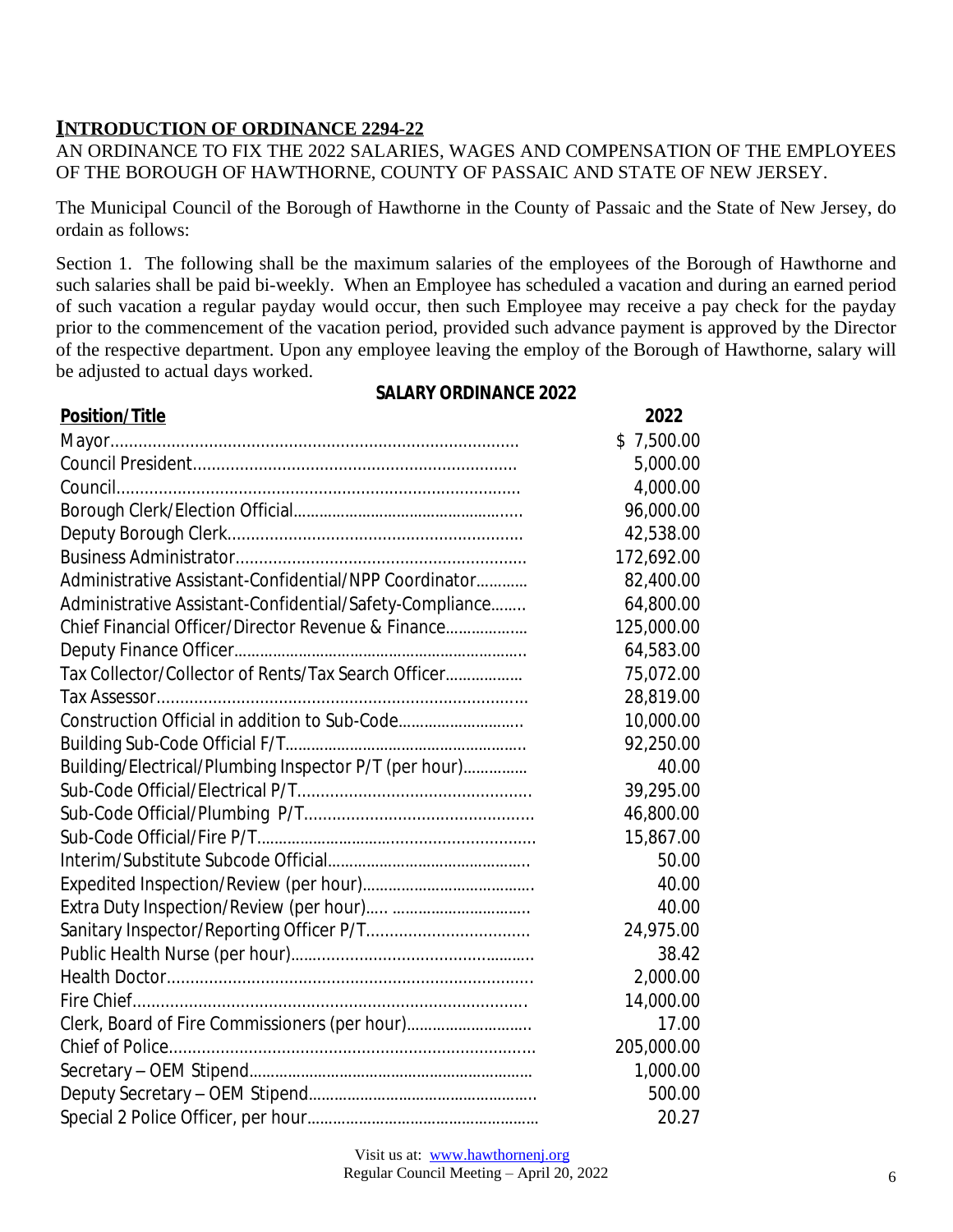## INTRODUCTION OF ORDINANCE 2294-22

AN ORDINANCE TO FIX THE 2022 SALARIES, WAGES AND COMPENSATION OF THE EMPLOYEES OF THE BOROUGH OF HAWTHORNE, COUNTY OF PASSAIC AND STATE OF NEW JERSEY.

The Municipal Council of the Borough of Hawthorne in the County of Passaic and the State of New Jersey, do ordain as follows:

Section 1. The following shall be the maximum salaries of the employees of the Borough of Hawthorne and such salaries shall be paid bi-weekly. When an Employee has scheduled a vacation and during an earned period of such vacation a regular payday would occur, then such Employee may receive a pay check for the payday prior to the commencement of the vacation period, provided such advance payment is approved by the Director of the respective department. Upon any employee leaving the employ of the Borough of Hawthorne, salary will be adjusted to actual days worked.

**SALARY ORDINANCE 2022**

| Position/Title | 2022 |
|---|---|
| Mayor | $ 7,500.00 |
| Council President | 5,000.00 |
| Council | 4,000.00 |
| Borough Clerk/Election Official | 96,000.00 |
| Deputy Borough Clerk | 42,538.00 |
| Business Administrator | 172,692.00 |
| Administrative Assistant-Confidential/NPP Coordinator | 82,400.00 |
| Administrative Assistant-Confidential/Safety-Compliance | 64,800.00 |
| Chief Financial Officer/Director Revenue & Finance | 125,000.00 |
| Deputy Finance Officer | 64,583.00 |
| Tax Collector/Collector of Rents/Tax Search Officer | 75,072.00 |
| Tax Assessor | 28,819.00 |
| Construction Official in addition to Sub-Code | 10,000.00 |
| Building Sub-Code Official F/T | 92,250.00 |
| Building/Electrical/Plumbing Inspector P/T (per hour) | 40.00 |
| Sub-Code Official/Electrical P/T | 39,295.00 |
| Sub-Code Official/Plumbing P/T | 46,800.00 |
| Sub-Code Official/Fire P/T | 15,867.00 |
| Interim/Substitute Subcode Official | 50.00 |
| Expedited Inspection/Review (per hour) | 40.00 |
| Extra Duty Inspection/Review (per hour) | 40.00 |
| Sanitary Inspector/Reporting Officer P/T | 24,975.00 |
| Public Health Nurse (per hour) | 38.42 |
| Health Doctor | 2,000.00 |
| Fire Chief | 14,000.00 |
| Clerk, Board of Fire Commissioners (per hour) | 17.00 |
| Chief of Police | 205,000.00 |
| Secretary – OEM Stipend | 1,000.00 |
| Deputy Secretary – OEM Stipend | 500.00 |
| Special 2 Police Officer, per hour | 20.27 |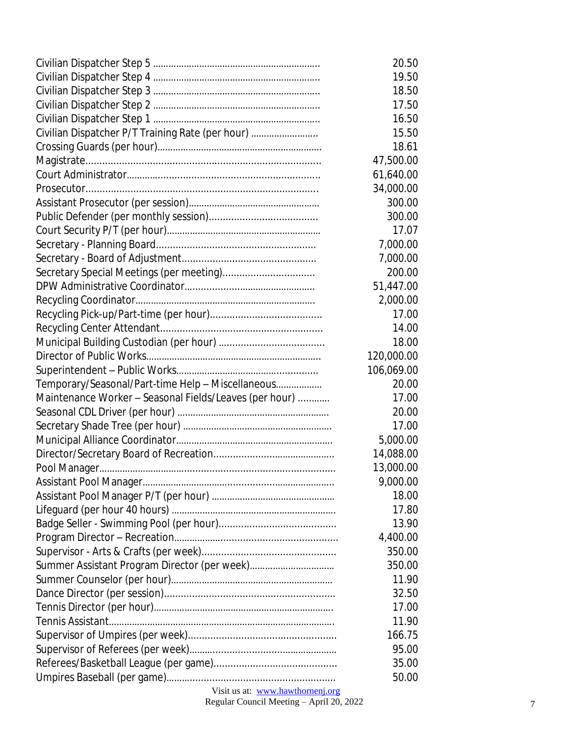| Position | Amount |
|---|---|
| Civilian Dispatcher Step 5 | 20.50 |
| Civilian Dispatcher Step 4 | 19.50 |
| Civilian Dispatcher Step 3 | 18.50 |
| Civilian Dispatcher Step 2 | 17.50 |
| Civilian Dispatcher Step 1 | 16.50 |
| Civilian Dispatcher P/T Training Rate (per hour) | 15.50 |
| Crossing Guards (per hour) | 18.61 |
| Magistrate | 47,500.00 |
| Court Administrator | 61,640.00 |
| Prosecutor | 34,000.00 |
| Assistant Prosecutor (per session) | 300.00 |
| Public Defender (per monthly session) | 300.00 |
| Court Security P/T (per hour) | 17.07 |
| Secretary - Planning Board | 7,000.00 |
| Secretary - Board of Adjustment | 7,000.00 |
| Secretary Special Meetings (per meeting) | 200.00 |
| DPW Administrative Coordinator | 51,447.00 |
| Recycling Coordinator | 2,000.00 |
| Recycling Pick-up/Part-time (per hour) | 17.00 |
| Recycling Center Attendant | 14.00 |
| Municipal Building Custodian (per hour) | 18.00 |
| Director of Public Works | 120,000.00 |
| Superintendent – Public Works | 106,069.00 |
| Temporary/Seasonal/Part-time Help – Miscellaneous | 20.00 |
| Maintenance Worker – Seasonal Fields/Leaves (per hour) | 17.00 |
| Seasonal CDL Driver (per hour) | 20.00 |
| Secretary Shade Tree (per hour) | 17.00 |
| Municipal Alliance Coordinator | 5,000.00 |
| Director/Secretary Board of Recreation | 14,088.00 |
| Pool Manager | 13,000.00 |
| Assistant Pool Manager | 9,000.00 |
| Assistant Pool Manager P/T (per hour) | 18.00 |
| Lifeguard (per hour 40 hours) | 17.80 |
| Badge Seller - Swimming Pool (per hour) | 13.90 |
| Program Director – Recreation | 4,400.00 |
| Supervisor - Arts & Crafts (per week) | 350.00 |
| Summer Assistant Program Director (per week) | 350.00 |
| Summer Counselor (per hour) | 11.90 |
| Dance Director (per session) | 32.50 |
| Tennis Director (per hour) | 17.00 |
| Tennis Assistant | 11.90 |
| Supervisor of Umpires (per week) | 166.75 |
| Supervisor of Referees (per week) | 95.00 |
| Referees/Basketball League (per game) | 35.00 |
| Umpires Baseball (per game) | 50.00 |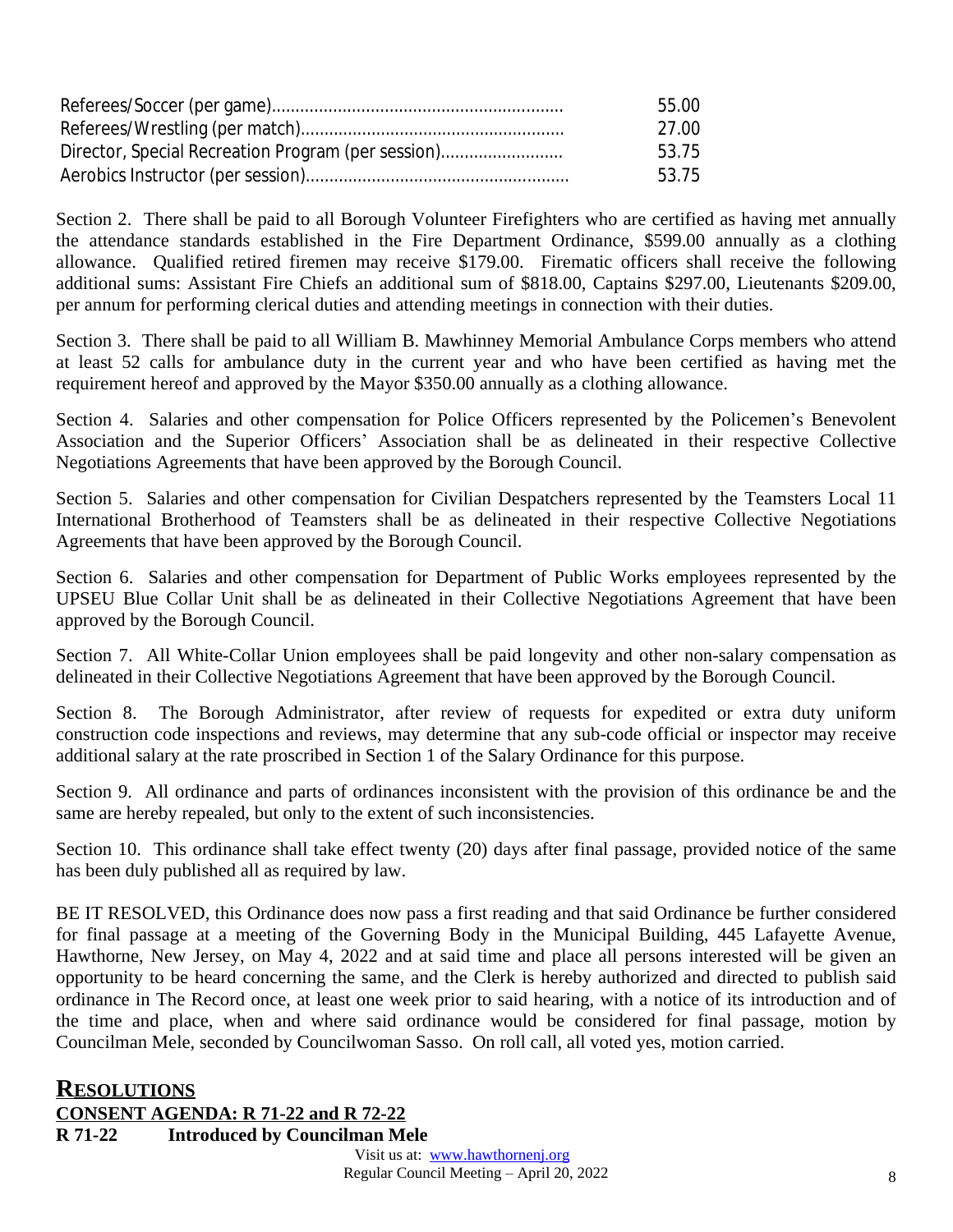| | |
|---|---|
| Referees/Soccer (per game) | 55.00 |
| Referees/Wrestling (per match) | 27.00 |
| Director, Special Recreation Program (per session) | 53.75 |
| Aerobics Instructor (per session) | 53.75 |

Section 2. There shall be paid to all Borough Volunteer Firefighters who are certified as having met annually the attendance standards established in the Fire Department Ordinance, $599.00 annually as a clothing allowance. Qualified retired firemen may receive $179.00. Firematic officers shall receive the following additional sums: Assistant Fire Chiefs an additional sum of $818.00, Captains $297.00, Lieutenants $209.00, per annum for performing clerical duties and attending meetings in connection with their duties.

Section 3. There shall be paid to all William B. Mawhinney Memorial Ambulance Corps members who attend at least 52 calls for ambulance duty in the current year and who have been certified as having met the requirement hereof and approved by the Mayor $350.00 annually as a clothing allowance.

Section 4. Salaries and other compensation for Police Officers represented by the Policemen's Benevolent Association and the Superior Officers' Association shall be as delineated in their respective Collective Negotiations Agreements that have been approved by the Borough Council.

Section 5. Salaries and other compensation for Civilian Despatchers represented by the Teamsters Local 11 International Brotherhood of Teamsters shall be as delineated in their respective Collective Negotiations Agreements that have been approved by the Borough Council.

Section 6. Salaries and other compensation for Department of Public Works employees represented by the UPSEU Blue Collar Unit shall be as delineated in their Collective Negotiations Agreement that have been approved by the Borough Council.

Section 7. All White-Collar Union employees shall be paid longevity and other non-salary compensation as delineated in their Collective Negotiations Agreement that have been approved by the Borough Council.

Section 8. The Borough Administrator, after review of requests for expedited or extra duty uniform construction code inspections and reviews, may determine that any sub-code official or inspector may receive additional salary at the rate proscribed in Section 1 of the Salary Ordinance for this purpose.

Section 9. All ordinance and parts of ordinances inconsistent with the provision of this ordinance be and the same are hereby repealed, but only to the extent of such inconsistencies.

Section 10. This ordinance shall take effect twenty (20) days after final passage, provided notice of the same has been duly published all as required by law.

BE IT RESOLVED, this Ordinance does now pass a first reading and that said Ordinance be further considered for final passage at a meeting of the Governing Body in the Municipal Building, 445 Lafayette Avenue, Hawthorne, New Jersey, on May 4, 2022 and at said time and place all persons interested will be given an opportunity to be heard concerning the same, and the Clerk is hereby authorized and directed to publish said ordinance in The Record once, at least one week prior to said hearing, with a notice of its introduction and of the time and place, when and where said ordinance would be considered for final passage, motion by Councilman Mele, seconded by Councilwoman Sasso. On roll call, all voted yes, motion carried.

## RESOLUTIONS

**CONSENT AGENDA: R 71-22 and R 72-22**

**R 71-22 Introduced by Councilman Mele**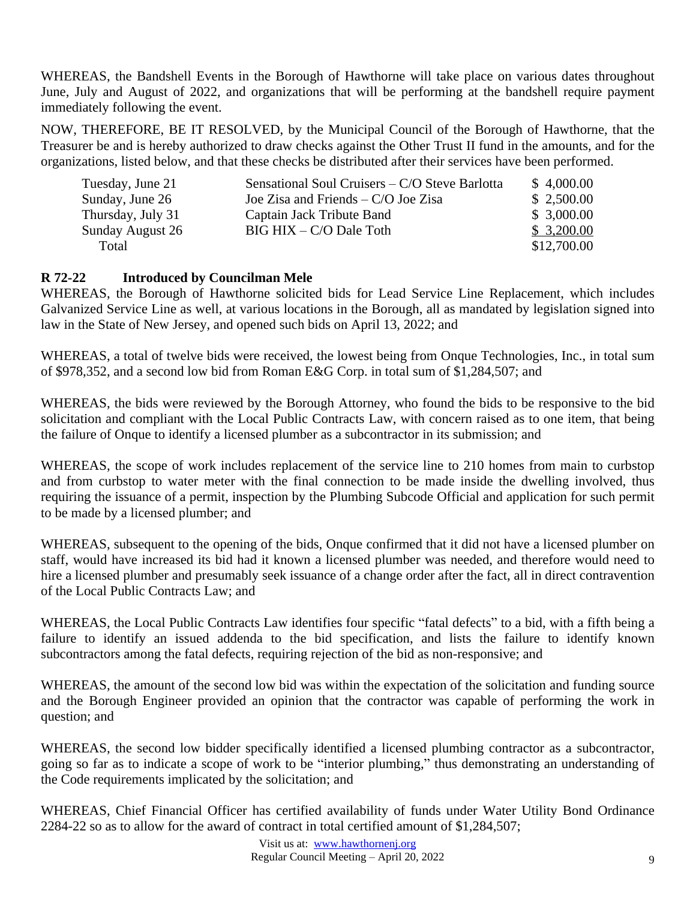WHEREAS, the Bandshell Events in the Borough of Hawthorne will take place on various dates throughout June, July and August of 2022, and organizations that will be performing at the bandshell require payment immediately following the event.

NOW, THEREFORE, BE IT RESOLVED, by the Municipal Council of the Borough of Hawthorne, that the Treasurer be and is hereby authorized to draw checks against the Other Trust II fund in the amounts, and for the organizations, listed below, and that these checks be distributed after their services have been performed.

| | | |
|---|---|---|
| Tuesday, June 21 | Sensational Soul Cruisers – C/O Steve Barlotta | $ 4,000.00 |
| Sunday, June 26 | Joe Zisa and Friends – C/O Joe Zisa | $ 2,500.00 |
| Thursday, July 31 | Captain Jack Tribute Band | $ 3,000.00 |
| Sunday August 26 | BIG HIX – C/O Dale Toth | $ 3,200.00 |
| Total | | $12,700.00 |

**R 72-22 Introduced by Councilman Mele**

WHEREAS, the Borough of Hawthorne solicited bids for Lead Service Line Replacement, which includes Galvanized Service Line as well, at various locations in the Borough, all as mandated by legislation signed into law in the State of New Jersey, and opened such bids on April 13, 2022; and

WHEREAS, a total of twelve bids were received, the lowest being from Onque Technologies, Inc., in total sum of $978,352, and a second low bid from Roman E&G Corp. in total sum of $1,284,507; and

WHEREAS, the bids were reviewed by the Borough Attorney, who found the bids to be responsive to the bid solicitation and compliant with the Local Public Contracts Law, with concern raised as to one item, that being the failure of Onque to identify a licensed plumber as a subcontractor in its submission; and

WHEREAS, the scope of work includes replacement of the service line to 210 homes from main to curbstop and from curbstop to water meter with the final connection to be made inside the dwelling involved, thus requiring the issuance of a permit, inspection by the Plumbing Subcode Official and application for such permit to be made by a licensed plumber; and

WHEREAS, subsequent to the opening of the bids, Onque confirmed that it did not have a licensed plumber on staff, would have increased its bid had it known a licensed plumber was needed, and therefore would need to hire a licensed plumber and presumably seek issuance of a change order after the fact, all in direct contravention of the Local Public Contracts Law; and

WHEREAS, the Local Public Contracts Law identifies four specific "fatal defects" to a bid, with a fifth being a failure to identify an issued addenda to the bid specification, and lists the failure to identify known subcontractors among the fatal defects, requiring rejection of the bid as non-responsive; and

WHEREAS, the amount of the second low bid was within the expectation of the solicitation and funding source and the Borough Engineer provided an opinion that the contractor was capable of performing the work in question; and

WHEREAS, the second low bidder specifically identified a licensed plumbing contractor as a subcontractor, going so far as to indicate a scope of work to be "interior plumbing," thus demonstrating an understanding of the Code requirements implicated by the solicitation; and

WHEREAS, Chief Financial Officer has certified availability of funds under Water Utility Bond Ordinance 2284-22 so as to allow for the award of contract in total certified amount of $1,284,507;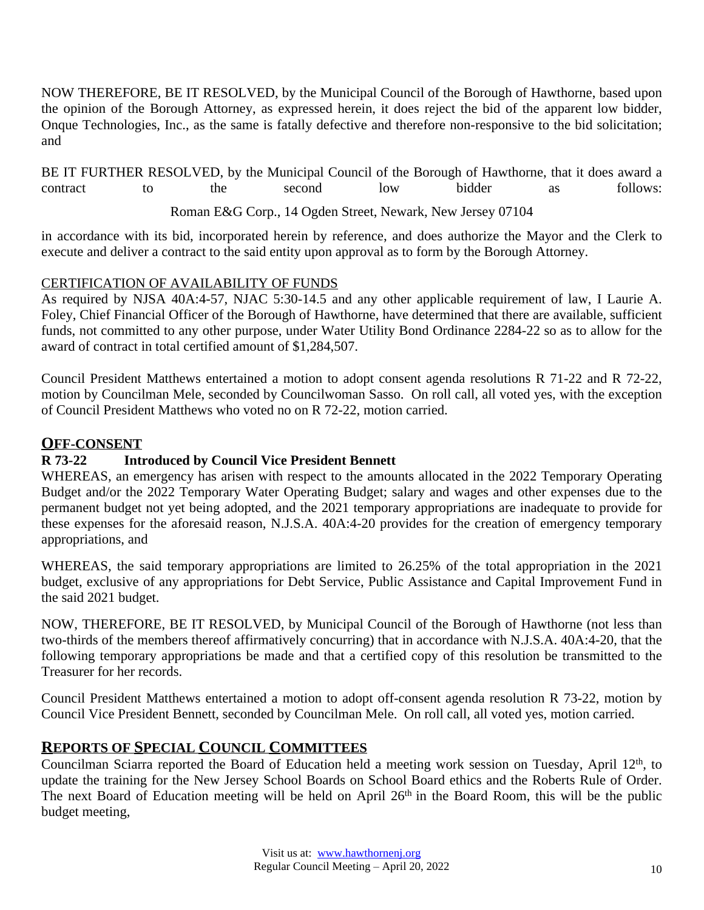NOW THEREFORE, BE IT RESOLVED, by the Municipal Council of the Borough of Hawthorne, based upon the opinion of the Borough Attorney, as expressed herein, it does reject the bid of the apparent low bidder, Onque Technologies, Inc., as the same is fatally defective and therefore non-responsive to the bid solicitation; and

BE IT FURTHER RESOLVED, by the Municipal Council of the Borough of Hawthorne, that it does award a contract to the second low bidder as follows:

Roman E&G Corp., 14 Ogden Street, Newark, New Jersey 07104

in accordance with its bid, incorporated herein by reference, and does authorize the Mayor and the Clerk to execute and deliver a contract to the said entity upon approval as to form by the Borough Attorney.

CERTIFICATION OF AVAILABILITY OF FUNDS
As required by NJSA 40A:4-57, NJAC 5:30-14.5 and any other applicable requirement of law, I Laurie A. Foley, Chief Financial Officer of the Borough of Hawthorne, have determined that there are available, sufficient funds, not committed to any other purpose, under Water Utility Bond Ordinance 2284-22 so as to allow for the award of contract in total certified amount of $1,284,507.

Council President Matthews entertained a motion to adopt consent agenda resolutions R 71-22 and R 72-22, motion by Councilman Mele, seconded by Councilwoman Sasso. On roll call, all voted yes, with the exception of Council President Matthews who voted no on R 72-22, motion carried.

## OFF-CONSENT

**R 73-22 Introduced by Council Vice President Bennett**

WHEREAS, an emergency has arisen with respect to the amounts allocated in the 2022 Temporary Operating Budget and/or the 2022 Temporary Water Operating Budget; salary and wages and other expenses due to the permanent budget not yet being adopted, and the 2021 temporary appropriations are inadequate to provide for these expenses for the aforesaid reason, N.J.S.A. 40A:4-20 provides for the creation of emergency temporary appropriations, and

WHEREAS, the said temporary appropriations are limited to 26.25% of the total appropriation in the 2021 budget, exclusive of any appropriations for Debt Service, Public Assistance and Capital Improvement Fund in the said 2021 budget.

NOW, THEREFORE, BE IT RESOLVED, by Municipal Council of the Borough of Hawthorne (not less than two-thirds of the members thereof affirmatively concurring) that in accordance with N.J.S.A. 40A:4-20, that the following temporary appropriations be made and that a certified copy of this resolution be transmitted to the Treasurer for her records.

Council President Matthews entertained a motion to adopt off-consent agenda resolution R 73-22, motion by Council Vice President Bennett, seconded by Councilman Mele. On roll call, all voted yes, motion carried.

## REPORTS OF SPECIAL COUNCIL COMMITTEES

Councilman Sciarra reported the Board of Education held a meeting work session on Tuesday, April 12th, to update the training for the New Jersey School Boards on School Board ethics and the Roberts Rule of Order. The next Board of Education meeting will be held on April 26th in the Board Room, this will be the public budget meeting,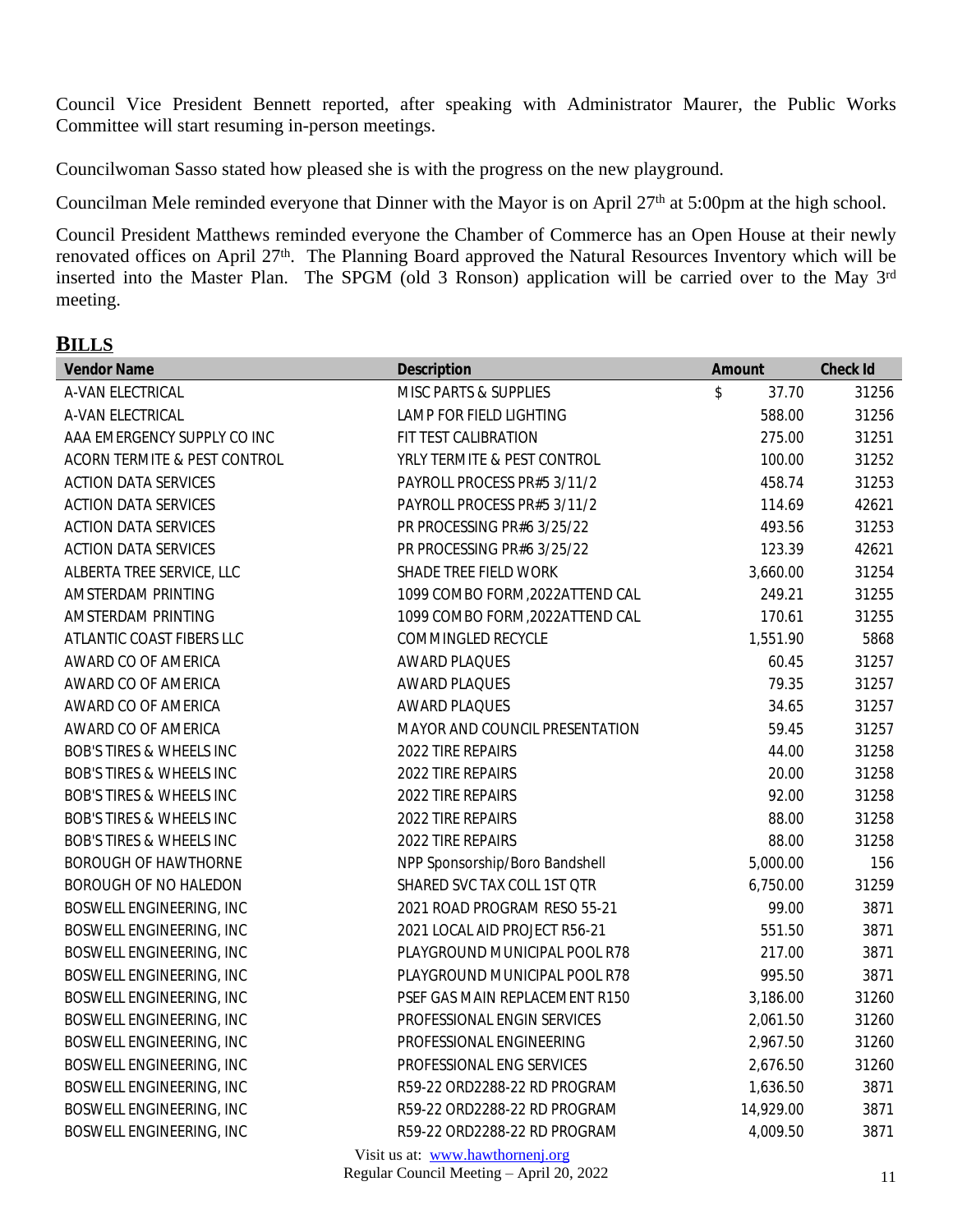Council Vice President Bennett reported, after speaking with Administrator Maurer, the Public Works Committee will start resuming in-person meetings.

Councilwoman Sasso stated how pleased she is with the progress on the new playground.

Councilman Mele reminded everyone that Dinner with the Mayor is on April 27th at 5:00pm at the high school.

Council President Matthews reminded everyone the Chamber of Commerce has an Open House at their newly renovated offices on April 27th. The Planning Board approved the Natural Resources Inventory which will be inserted into the Master Plan. The SPGM (old 3 Ronson) application will be carried over to the May 3rd meeting.

## BILLS

| Vendor Name | Description | Amount | Check Id |
|---|---|---|---|
| A-VAN ELECTRICAL | MISC PARTS & SUPPLIES | $ 37.70 | 31256 |
| A-VAN ELECTRICAL | LAMP FOR FIELD LIGHTING | 588.00 | 31256 |
| AAA EMERGENCY SUPPLY CO INC | FIT TEST CALIBRATION | 275.00 | 31251 |
| ACORN TERMITE & PEST CONTROL | YRLY TERMITE & PEST CONTROL | 100.00 | 31252 |
| ACTION DATA SERVICES | PAYROLL PROCESS PR#5 3/11/2 | 458.74 | 31253 |
| ACTION DATA SERVICES | PAYROLL PROCESS PR#5 3/11/2 | 114.69 | 42621 |
| ACTION DATA SERVICES | PR PROCESSING PR#6 3/25/22 | 493.56 | 31253 |
| ACTION DATA SERVICES | PR PROCESSING PR#6 3/25/22 | 123.39 | 42621 |
| ALBERTA TREE SERVICE, LLC | SHADE TREE FIELD WORK | 3,660.00 | 31254 |
| AMSTERDAM PRINTING | 1099 COMBO FORM,2022ATTEND CAL | 249.21 | 31255 |
| AMSTERDAM PRINTING | 1099 COMBO FORM,2022ATTEND CAL | 170.61 | 31255 |
| ATLANTIC COAST FIBERS LLC | COMMINGLED RECYCLE | 1,551.90 | 5868 |
| AWARD CO OF AMERICA | AWARD PLAQUES | 60.45 | 31257 |
| AWARD CO OF AMERICA | AWARD PLAQUES | 79.35 | 31257 |
| AWARD CO OF AMERICA | AWARD PLAQUES | 34.65 | 31257 |
| AWARD CO OF AMERICA | MAYOR AND COUNCIL PRESENTATION | 59.45 | 31257 |
| BOB'S TIRES & WHEELS INC | 2022 TIRE REPAIRS | 44.00 | 31258 |
| BOB'S TIRES & WHEELS INC | 2022 TIRE REPAIRS | 20.00 | 31258 |
| BOB'S TIRES & WHEELS INC | 2022 TIRE REPAIRS | 92.00 | 31258 |
| BOB'S TIRES & WHEELS INC | 2022 TIRE REPAIRS | 88.00 | 31258 |
| BOB'S TIRES & WHEELS INC | 2022 TIRE REPAIRS | 88.00 | 31258 |
| BOROUGH OF HAWTHORNE | NPP Sponsorship/Boro Bandshell | 5,000.00 | 156 |
| BOROUGH OF NO HALEDON | SHARED SVC TAX COLL 1ST QTR | 6,750.00 | 31259 |
| BOSWELL ENGINEERING, INC | 2021 ROAD PROGRAM RESO 55-21 | 99.00 | 3871 |
| BOSWELL ENGINEERING, INC | 2021 LOCAL AID PROJECT R56-21 | 551.50 | 3871 |
| BOSWELL ENGINEERING, INC | PLAYGROUND MUNICIPAL POOL R78 | 217.00 | 3871 |
| BOSWELL ENGINEERING, INC | PLAYGROUND MUNICIPAL POOL R78 | 995.50 | 3871 |
| BOSWELL ENGINEERING, INC | PSEF GAS MAIN REPLACEMENT R150 | 3,186.00 | 31260 |
| BOSWELL ENGINEERING, INC | PROFESSIONAL ENGIN SERVICES | 2,061.50 | 31260 |
| BOSWELL ENGINEERING, INC | PROFESSIONAL ENGINEERING | 2,967.50 | 31260 |
| BOSWELL ENGINEERING, INC | PROFESSIONAL ENG SERVICES | 2,676.50 | 31260 |
| BOSWELL ENGINEERING, INC | R59-22 ORD2288-22 RD PROGRAM | 1,636.50 | 3871 |
| BOSWELL ENGINEERING, INC | R59-22 ORD2288-22 RD PROGRAM | 14,929.00 | 3871 |
| BOSWELL ENGINEERING, INC | R59-22 ORD2288-22 RD PROGRAM | 4,009.50 | 3871 |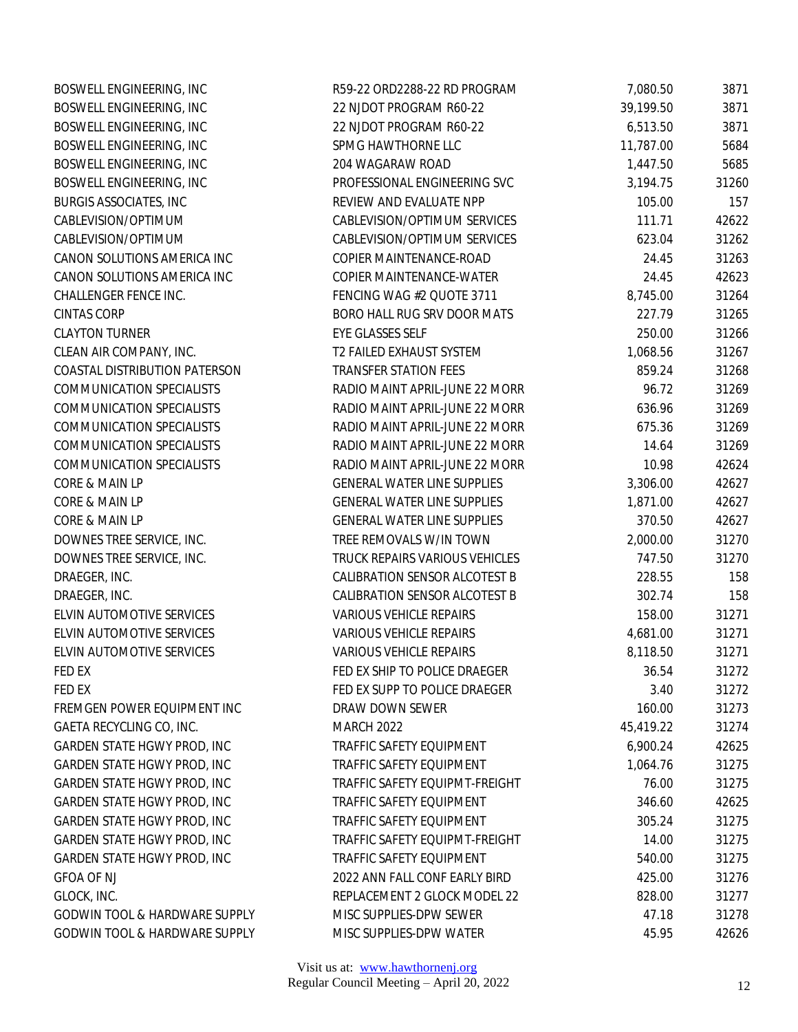| | | | |
|---|---|---|---|
| BOSWELL ENGINEERING, INC | R59-22 ORD2288-22 RD PROGRAM | 7,080.50 | 3871 |
| BOSWELL ENGINEERING, INC | 22 NJDOT PROGRAM R60-22 | 39,199.50 | 3871 |
| BOSWELL ENGINEERING, INC | 22 NJDOT PROGRAM R60-22 | 6,513.50 | 3871 |
| BOSWELL ENGINEERING, INC | SPMG HAWTHORNE LLC | 11,787.00 | 5684 |
| BOSWELL ENGINEERING, INC | 204 WAGARAW ROAD | 1,447.50 | 5685 |
| BOSWELL ENGINEERING, INC | PROFESSIONAL ENGINEERING SVC | 3,194.75 | 31260 |
| BURGIS ASSOCIATES, INC | REVIEW AND EVALUATE NPP | 105.00 | 157 |
| CABLEVISION/OPTIMUM | CABLEVISION/OPTIMUM SERVICES | 111.71 | 42622 |
| CABLEVISION/OPTIMUM | CABLEVISION/OPTIMUM SERVICES | 623.04 | 31262 |
| CANON SOLUTIONS AMERICA INC | COPIER MAINTENANCE-ROAD | 24.45 | 31263 |
| CANON SOLUTIONS AMERICA INC | COPIER MAINTENANCE-WATER | 24.45 | 42623 |
| CHALLENGER FENCE INC. | FENCING WAG #2 QUOTE 3711 | 8,745.00 | 31264 |
| CINTAS CORP | BORO HALL RUG SRV DOOR MATS | 227.79 | 31265 |
| CLAYTON TURNER | EYE GLASSES SELF | 250.00 | 31266 |
| CLEAN AIR COMPANY, INC. | T2 FAILED EXHAUST SYSTEM | 1,068.56 | 31267 |
| COASTAL DISTRIBUTION PATERSON | TRANSFER STATION FEES | 859.24 | 31268 |
| COMMUNICATION SPECIALISTS | RADIO MAINT APRIL-JUNE 22 MORR | 96.72 | 31269 |
| COMMUNICATION SPECIALISTS | RADIO MAINT APRIL-JUNE 22 MORR | 636.96 | 31269 |
| COMMUNICATION SPECIALISTS | RADIO MAINT APRIL-JUNE 22 MORR | 675.36 | 31269 |
| COMMUNICATION SPECIALISTS | RADIO MAINT APRIL-JUNE 22 MORR | 14.64 | 31269 |
| COMMUNICATION SPECIALISTS | RADIO MAINT APRIL-JUNE 22 MORR | 10.98 | 42624 |
| CORE & MAIN LP | GENERAL WATER LINE SUPPLIES | 3,306.00 | 42627 |
| CORE & MAIN LP | GENERAL WATER LINE SUPPLIES | 1,871.00 | 42627 |
| CORE & MAIN LP | GENERAL WATER LINE SUPPLIES | 370.50 | 42627 |
| DOWNES TREE SERVICE, INC. | TREE REMOVALS W/IN TOWN | 2,000.00 | 31270 |
| DOWNES TREE SERVICE, INC. | TRUCK REPAIRS VARIOUS VEHICLES | 747.50 | 31270 |
| DRAEGER, INC. | CALIBRATION SENSOR ALCOTEST B | 228.55 | 158 |
| DRAEGER, INC. | CALIBRATION SENSOR ALCOTEST B | 302.74 | 158 |
| ELVIN AUTOMOTIVE SERVICES | VARIOUS VEHICLE REPAIRS | 158.00 | 31271 |
| ELVIN AUTOMOTIVE SERVICES | VARIOUS VEHICLE REPAIRS | 4,681.00 | 31271 |
| ELVIN AUTOMOTIVE SERVICES | VARIOUS VEHICLE REPAIRS | 8,118.50 | 31271 |
| FED EX | FED EX SHIP TO POLICE DRAEGER | 36.54 | 31272 |
| FED EX | FED EX SUPP TO POLICE DRAEGER | 3.40 | 31272 |
| FREMGEN POWER EQUIPMENT INC | DRAW DOWN SEWER | 160.00 | 31273 |
| GAETA RECYCLING CO, INC. | MARCH 2022 | 45,419.22 | 31274 |
| GARDEN STATE HGWY PROD, INC | TRAFFIC SAFETY EQUIPMENT | 6,900.24 | 42625 |
| GARDEN STATE HGWY PROD, INC | TRAFFIC SAFETY EQUIPMENT | 1,064.76 | 31275 |
| GARDEN STATE HGWY PROD, INC | TRAFFIC SAFETY EQUIPMT-FREIGHT | 76.00 | 31275 |
| GARDEN STATE HGWY PROD, INC | TRAFFIC SAFETY EQUIPMENT | 346.60 | 42625 |
| GARDEN STATE HGWY PROD, INC | TRAFFIC SAFETY EQUIPMENT | 305.24 | 31275 |
| GARDEN STATE HGWY PROD, INC | TRAFFIC SAFETY EQUIPMT-FREIGHT | 14.00 | 31275 |
| GARDEN STATE HGWY PROD, INC | TRAFFIC SAFETY EQUIPMENT | 540.00 | 31275 |
| GFOA OF NJ | 2022 ANN FALL CONF EARLY BIRD | 425.00 | 31276 |
| GLOCK, INC. | REPLACEMENT 2 GLOCK MODEL 22 | 828.00 | 31277 |
| GODWIN TOOL & HARDWARE SUPPLY | MISC SUPPLIES-DPW SEWER | 47.18 | 31278 |
| GODWIN TOOL & HARDWARE SUPPLY | MISC SUPPLIES-DPW WATER | 45.95 | 42626 |

Visit us at: www.hawthornenj.org
Regular Council Meeting – April 20, 2022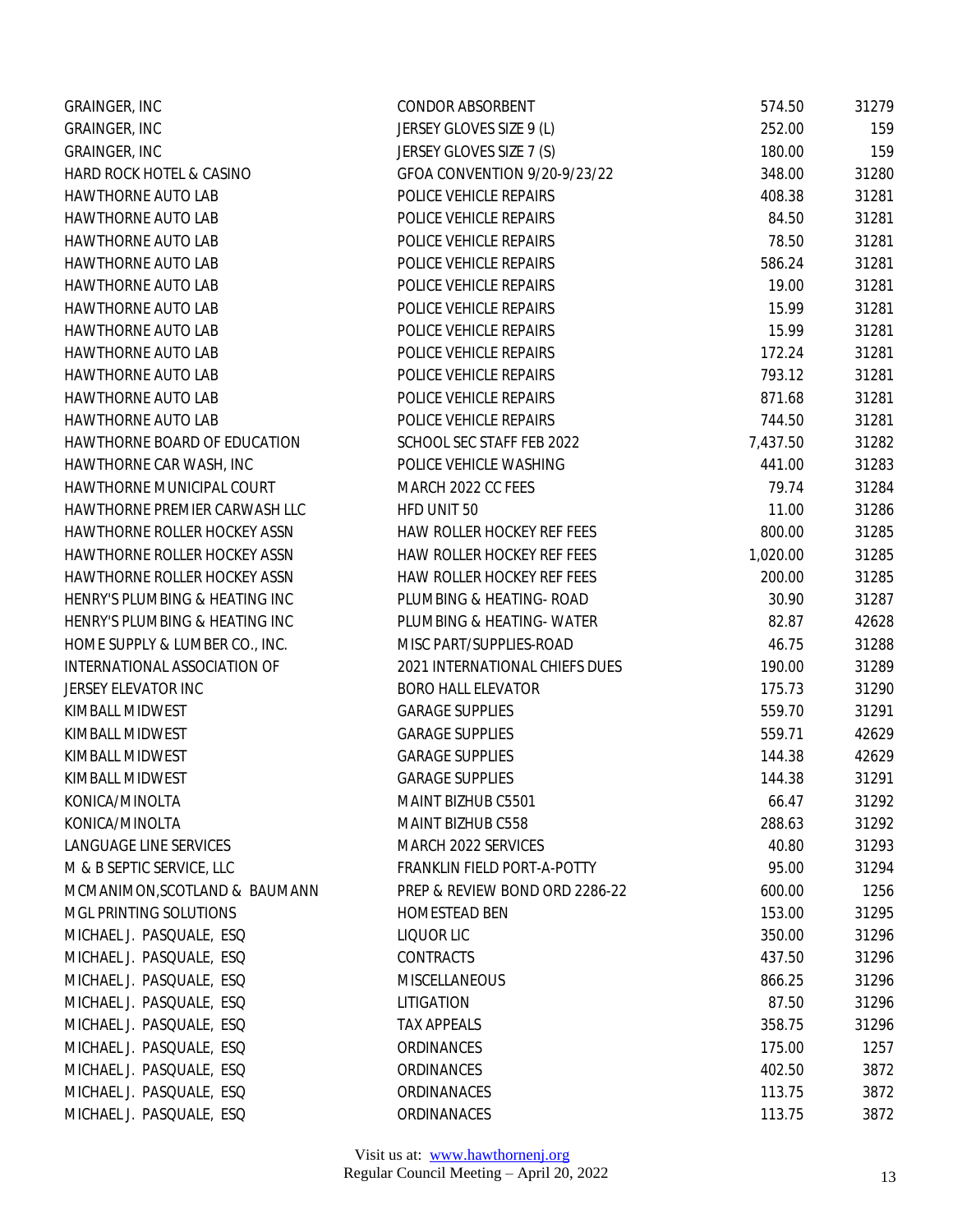| | | | |
|---|---|---|---|
| GRAINGER, INC | CONDOR ABSORBENT | 574.50 | 31279 |
| GRAINGER, INC | JERSEY GLOVES SIZE 9 (L) | 252.00 | 159 |
| GRAINGER, INC | JERSEY GLOVES SIZE 7 (S) | 180.00 | 159 |
| HARD ROCK HOTEL & CASINO | GFOA CONVENTION 9/20-9/23/22 | 348.00 | 31280 |
| HAWTHORNE AUTO LAB | POLICE VEHICLE REPAIRS | 408.38 | 31281 |
| HAWTHORNE AUTO LAB | POLICE VEHICLE REPAIRS | 84.50 | 31281 |
| HAWTHORNE AUTO LAB | POLICE VEHICLE REPAIRS | 78.50 | 31281 |
| HAWTHORNE AUTO LAB | POLICE VEHICLE REPAIRS | 586.24 | 31281 |
| HAWTHORNE AUTO LAB | POLICE VEHICLE REPAIRS | 19.00 | 31281 |
| HAWTHORNE AUTO LAB | POLICE VEHICLE REPAIRS | 15.99 | 31281 |
| HAWTHORNE AUTO LAB | POLICE VEHICLE REPAIRS | 15.99 | 31281 |
| HAWTHORNE AUTO LAB | POLICE VEHICLE REPAIRS | 172.24 | 31281 |
| HAWTHORNE AUTO LAB | POLICE VEHICLE REPAIRS | 793.12 | 31281 |
| HAWTHORNE AUTO LAB | POLICE VEHICLE REPAIRS | 871.68 | 31281 |
| HAWTHORNE AUTO LAB | POLICE VEHICLE REPAIRS | 744.50 | 31281 |
| HAWTHORNE BOARD OF EDUCATION | SCHOOL SEC STAFF FEB 2022 | 7,437.50 | 31282 |
| HAWTHORNE CAR WASH, INC | POLICE VEHICLE WASHING | 441.00 | 31283 |
| HAWTHORNE MUNICIPAL COURT | MARCH 2022 CC FEES | 79.74 | 31284 |
| HAWTHORNE PREMIER CARWASH LLC | HFD UNIT 50 | 11.00 | 31286 |
| HAWTHORNE ROLLER HOCKEY ASSN | HAW ROLLER HOCKEY REF FEES | 800.00 | 31285 |
| HAWTHORNE ROLLER HOCKEY ASSN | HAW ROLLER HOCKEY REF FEES | 1,020.00 | 31285 |
| HAWTHORNE ROLLER HOCKEY ASSN | HAW ROLLER HOCKEY REF FEES | 200.00 | 31285 |
| HENRY'S PLUMBING & HEATING INC | PLUMBING & HEATING- ROAD | 30.90 | 31287 |
| HENRY'S PLUMBING & HEATING INC | PLUMBING & HEATING- WATER | 82.87 | 42628 |
| HOME SUPPLY & LUMBER CO., INC. | MISC PART/SUPPLIES-ROAD | 46.75 | 31288 |
| INTERNATIONAL ASSOCIATION OF | 2021 INTERNATIONAL CHIEFS DUES | 190.00 | 31289 |
| JERSEY ELEVATOR INC | BORO HALL ELEVATOR | 175.73 | 31290 |
| KIMBALL MIDWEST | GARAGE SUPPLIES | 559.70 | 31291 |
| KIMBALL MIDWEST | GARAGE SUPPLIES | 559.71 | 42629 |
| KIMBALL MIDWEST | GARAGE SUPPLIES | 144.38 | 42629 |
| KIMBALL MIDWEST | GARAGE SUPPLIES | 144.38 | 31291 |
| KONICA/MINOLTA | MAINT BIZHUB C5501 | 66.47 | 31292 |
| KONICA/MINOLTA | MAINT BIZHUB C558 | 288.63 | 31292 |
| LANGUAGE LINE SERVICES | MARCH 2022 SERVICES | 40.80 | 31293 |
| M & B SEPTIC SERVICE, LLC | FRANKLIN FIELD PORT-A-POTTY | 95.00 | 31294 |
| MCMANIMON,SCOTLAND & BAUMANN | PREP & REVIEW BOND ORD 2286-22 | 600.00 | 1256 |
| MGL PRINTING SOLUTIONS | HOMESTEAD BEN | 153.00 | 31295 |
| MICHAEL J. PASQUALE, ESQ | LIQUOR LIC | 350.00 | 31296 |
| MICHAEL J. PASQUALE, ESQ | CONTRACTS | 437.50 | 31296 |
| MICHAEL J. PASQUALE, ESQ | MISCELLANEOUS | 866.25 | 31296 |
| MICHAEL J. PASQUALE, ESQ | LITIGATION | 87.50 | 31296 |
| MICHAEL J. PASQUALE, ESQ | TAX APPEALS | 358.75 | 31296 |
| MICHAEL J. PASQUALE, ESQ | ORDINANCES | 175.00 | 1257 |
| MICHAEL J. PASQUALE, ESQ | ORDINANCES | 402.50 | 3872 |
| MICHAEL J. PASQUALE, ESQ | ORDINANACES | 113.75 | 3872 |
| MICHAEL J. PASQUALE, ESQ | ORDINANACES | 113.75 | 3872 |

Visit us at: www.hawthornenj.org
Regular Council Meeting – April 20, 2022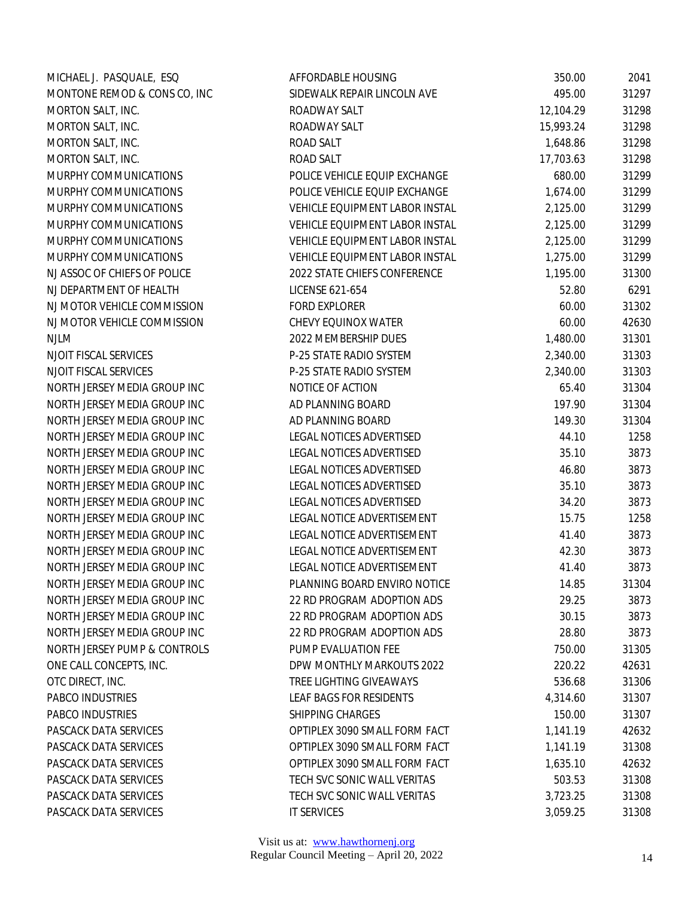| | | | |
|---|---|---|---|
| MICHAEL J. PASQUALE, ESQ | AFFORDABLE HOUSING | 350.00 | 2041 |
| MONTONE REMOD & CONS CO, INC | SIDEWALK REPAIR LINCOLN AVE | 495.00 | 31297 |
| MORTON SALT, INC. | ROADWAY SALT | 12,104.29 | 31298 |
| MORTON SALT, INC. | ROADWAY SALT | 15,993.24 | 31298 |
| MORTON SALT, INC. | ROAD SALT | 1,648.86 | 31298 |
| MORTON SALT, INC. | ROAD SALT | 17,703.63 | 31298 |
| MURPHY COMMUNICATIONS | POLICE VEHICLE EQUIP EXCHANGE | 680.00 | 31299 |
| MURPHY COMMUNICATIONS | POLICE VEHICLE EQUIP EXCHANGE | 1,674.00 | 31299 |
| MURPHY COMMUNICATIONS | VEHICLE EQUIPMENT LABOR INSTAL | 2,125.00 | 31299 |
| MURPHY COMMUNICATIONS | VEHICLE EQUIPMENT LABOR INSTAL | 2,125.00 | 31299 |
| MURPHY COMMUNICATIONS | VEHICLE EQUIPMENT LABOR INSTAL | 2,125.00 | 31299 |
| MURPHY COMMUNICATIONS | VEHICLE EQUIPMENT LABOR INSTAL | 1,275.00 | 31299 |
| NJ ASSOC OF CHIEFS OF POLICE | 2022 STATE CHIEFS CONFERENCE | 1,195.00 | 31300 |
| NJ DEPARTMENT OF HEALTH | LICENSE 621-654 | 52.80 | 6291 |
| NJ MOTOR VEHICLE COMMISSION | FORD EXPLORER | 60.00 | 31302 |
| NJ MOTOR VEHICLE COMMISSION | CHEVY EQUINOX WATER | 60.00 | 42630 |
| NJLM | 2022 MEMBERSHIP DUES | 1,480.00 | 31301 |
| NJOIT FISCAL SERVICES | P-25 STATE RADIO SYSTEM | 2,340.00 | 31303 |
| NJOIT FISCAL SERVICES | P-25 STATE RADIO SYSTEM | 2,340.00 | 31303 |
| NORTH JERSEY MEDIA GROUP INC | NOTICE OF ACTION | 65.40 | 31304 |
| NORTH JERSEY MEDIA GROUP INC | AD PLANNING BOARD | 197.90 | 31304 |
| NORTH JERSEY MEDIA GROUP INC | AD PLANNING BOARD | 149.30 | 31304 |
| NORTH JERSEY MEDIA GROUP INC | LEGAL NOTICES ADVERTISED | 44.10 | 1258 |
| NORTH JERSEY MEDIA GROUP INC | LEGAL NOTICES ADVERTISED | 35.10 | 3873 |
| NORTH JERSEY MEDIA GROUP INC | LEGAL NOTICES ADVERTISED | 46.80 | 3873 |
| NORTH JERSEY MEDIA GROUP INC | LEGAL NOTICES ADVERTISED | 35.10 | 3873 |
| NORTH JERSEY MEDIA GROUP INC | LEGAL NOTICES ADVERTISED | 34.20 | 3873 |
| NORTH JERSEY MEDIA GROUP INC | LEGAL NOTICE ADVERTISEMENT | 15.75 | 1258 |
| NORTH JERSEY MEDIA GROUP INC | LEGAL NOTICE ADVERTISEMENT | 41.40 | 3873 |
| NORTH JERSEY MEDIA GROUP INC | LEGAL NOTICE ADVERTISEMENT | 42.30 | 3873 |
| NORTH JERSEY MEDIA GROUP INC | LEGAL NOTICE ADVERTISEMENT | 41.40 | 3873 |
| NORTH JERSEY MEDIA GROUP INC | PLANNING BOARD ENVIRO NOTICE | 14.85 | 31304 |
| NORTH JERSEY MEDIA GROUP INC | 22 RD PROGRAM ADOPTION ADS | 29.25 | 3873 |
| NORTH JERSEY MEDIA GROUP INC | 22 RD PROGRAM ADOPTION ADS | 30.15 | 3873 |
| NORTH JERSEY MEDIA GROUP INC | 22 RD PROGRAM ADOPTION ADS | 28.80 | 3873 |
| NORTH JERSEY PUMP & CONTROLS | PUMP EVALUATION FEE | 750.00 | 31305 |
| ONE CALL CONCEPTS, INC. | DPW MONTHLY MARKOUTS 2022 | 220.22 | 42631 |
| OTC DIRECT, INC. | TREE LIGHTING GIVEAWAYS | 536.68 | 31306 |
| PABCO INDUSTRIES | LEAF BAGS FOR RESIDENTS | 4,314.60 | 31307 |
| PABCO INDUSTRIES | SHIPPING CHARGES | 150.00 | 31307 |
| PASCACK DATA SERVICES | OPTIPLEX 3090 SMALL FORM FACT | 1,141.19 | 42632 |
| PASCACK DATA SERVICES | OPTIPLEX 3090 SMALL FORM FACT | 1,141.19 | 31308 |
| PASCACK DATA SERVICES | OPTIPLEX 3090 SMALL FORM FACT | 1,635.10 | 42632 |
| PASCACK DATA SERVICES | TECH SVC SONIC WALL VERITAS | 503.53 | 31308 |
| PASCACK DATA SERVICES | TECH SVC SONIC WALL VERITAS | 3,723.25 | 31308 |
| PASCACK DATA SERVICES | IT SERVICES | 3,059.25 | 31308 |

Visit us at: www.hawthornenj.org
Regular Council Meeting – April 20, 2022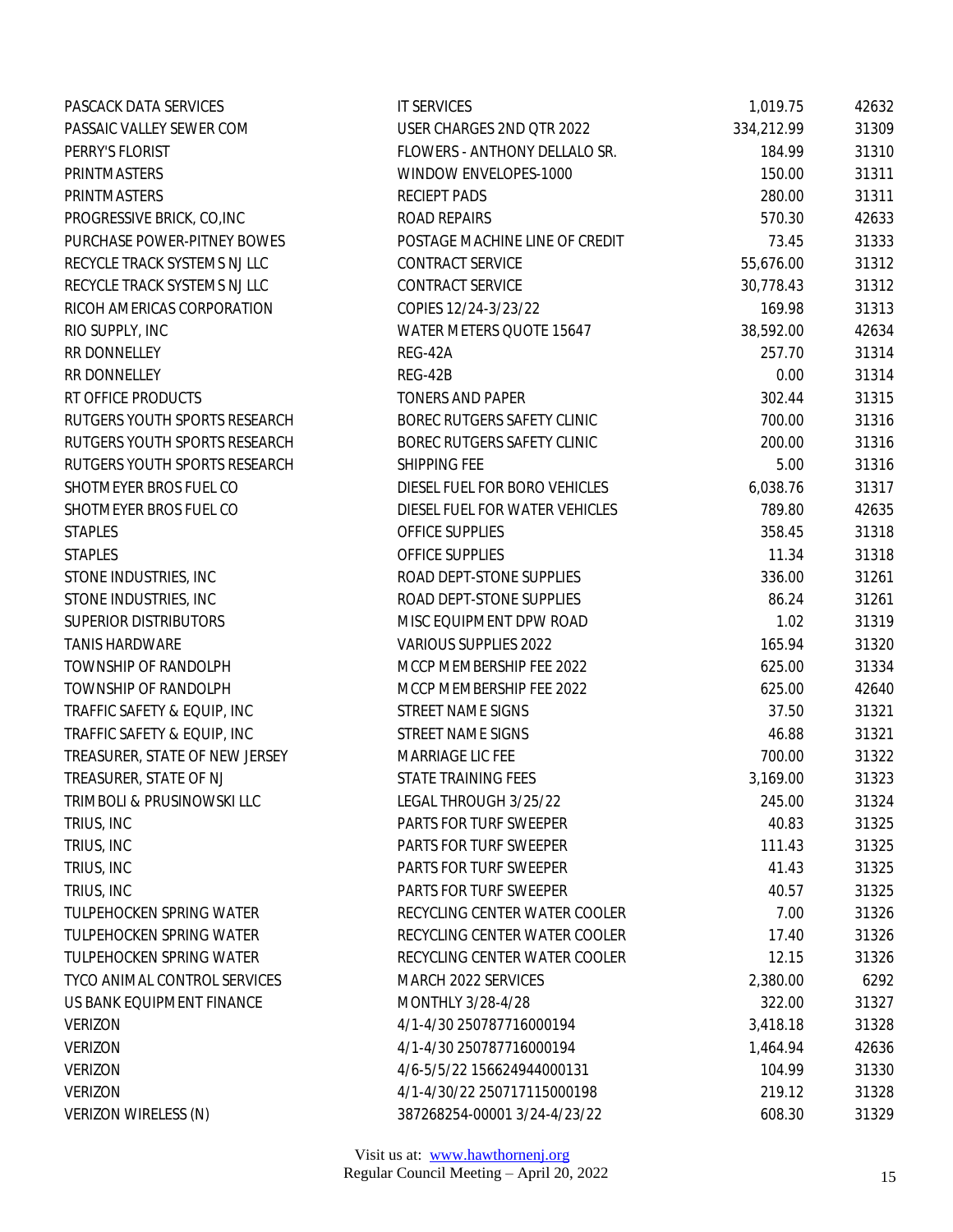| | | | |
|---|---|---|---|
| PASCACK DATA SERVICES | IT SERVICES | 1,019.75 | 42632 |
| PASSAIC VALLEY SEWER COM | USER CHARGES 2ND QTR 2022 | 334,212.99 | 31309 |
| PERRY'S FLORIST | FLOWERS - ANTHONY DELLALO SR. | 184.99 | 31310 |
| PRINTMASTERS | WINDOW ENVELOPES-1000 | 150.00 | 31311 |
| PRINTMASTERS | RECIEPT PADS | 280.00 | 31311 |
| PROGRESSIVE BRICK, CO,INC | ROAD REPAIRS | 570.30 | 42633 |
| PURCHASE POWER-PITNEY BOWES | POSTAGE MACHINE LINE OF CREDIT | 73.45 | 31333 |
| RECYCLE TRACK SYSTEMS NJ LLC | CONTRACT SERVICE | 55,676.00 | 31312 |
| RECYCLE TRACK SYSTEMS NJ LLC | CONTRACT SERVICE | 30,778.43 | 31312 |
| RICOH AMERICAS CORPORATION | COPIES 12/24-3/23/22 | 169.98 | 31313 |
| RIO SUPPLY, INC | WATER METERS QUOTE 15647 | 38,592.00 | 42634 |
| RR DONNELLEY | REG-42A | 257.70 | 31314 |
| RR DONNELLEY | REG-42B | 0.00 | 31314 |
| RT OFFICE PRODUCTS | TONERS AND PAPER | 302.44 | 31315 |
| RUTGERS YOUTH SPORTS RESEARCH | BOREC RUTGERS SAFETY CLINIC | 700.00 | 31316 |
| RUTGERS YOUTH SPORTS RESEARCH | BOREC RUTGERS SAFETY CLINIC | 200.00 | 31316 |
| RUTGERS YOUTH SPORTS RESEARCH | SHIPPING FEE | 5.00 | 31316 |
| SHOTMEYER BROS FUEL CO | DIESEL FUEL FOR BORO VEHICLES | 6,038.76 | 31317 |
| SHOTMEYER BROS FUEL CO | DIESEL FUEL FOR WATER VEHICLES | 789.80 | 42635 |
| STAPLES | OFFICE SUPPLIES | 358.45 | 31318 |
| STAPLES | OFFICE SUPPLIES | 11.34 | 31318 |
| STONE INDUSTRIES, INC | ROAD DEPT-STONE SUPPLIES | 336.00 | 31261 |
| STONE INDUSTRIES, INC | ROAD DEPT-STONE SUPPLIES | 86.24 | 31261 |
| SUPERIOR DISTRIBUTORS | MISC EQUIPMENT DPW ROAD | 1.02 | 31319 |
| TANIS HARDWARE | VARIOUS SUPPLIES 2022 | 165.94 | 31320 |
| TOWNSHIP OF RANDOLPH | MCCP MEMBERSHIP FEE 2022 | 625.00 | 31334 |
| TOWNSHIP OF RANDOLPH | MCCP MEMBERSHIP FEE 2022 | 625.00 | 42640 |
| TRAFFIC SAFETY & EQUIP, INC | STREET NAME SIGNS | 37.50 | 31321 |
| TRAFFIC SAFETY & EQUIP, INC | STREET NAME SIGNS | 46.88 | 31321 |
| TREASURER, STATE OF NEW JERSEY | MARRIAGE LIC FEE | 700.00 | 31322 |
| TREASURER, STATE OF NJ | STATE TRAINING FEES | 3,169.00 | 31323 |
| TRIMBOLI & PRUSINOWSKI LLC | LEGAL THROUGH 3/25/22 | 245.00 | 31324 |
| TRIUS, INC | PARTS FOR TURF SWEEPER | 40.83 | 31325 |
| TRIUS, INC | PARTS FOR TURF SWEEPER | 111.43 | 31325 |
| TRIUS, INC | PARTS FOR TURF SWEEPER | 41.43 | 31325 |
| TRIUS, INC | PARTS FOR TURF SWEEPER | 40.57 | 31325 |
| TULPEHOCKEN SPRING WATER | RECYCLING CENTER WATER COOLER | 7.00 | 31326 |
| TULPEHOCKEN SPRING WATER | RECYCLING CENTER WATER COOLER | 17.40 | 31326 |
| TULPEHOCKEN SPRING WATER | RECYCLING CENTER WATER COOLER | 12.15 | 31326 |
| TYCO ANIMAL CONTROL SERVICES | MARCH 2022 SERVICES | 2,380.00 | 6292 |
| US BANK EQUIPMENT FINANCE | MONTHLY 3/28-4/28 | 322.00 | 31327 |
| VERIZON | 4/1-4/30 250787716000194 | 3,418.18 | 31328 |
| VERIZON | 4/1-4/30 250787716000194 | 1,464.94 | 42636 |
| VERIZON | 4/6-5/5/22 156624944000131 | 104.99 | 31330 |
| VERIZON | 4/1-4/30/22 250717115000198 | 219.12 | 31328 |
| VERIZON WIRELESS (N) | 387268254-00001 3/24-4/23/22 | 608.30 | 31329 |

Visit us at: www.hawthornenj.org
Regular Council Meeting – April 20, 2022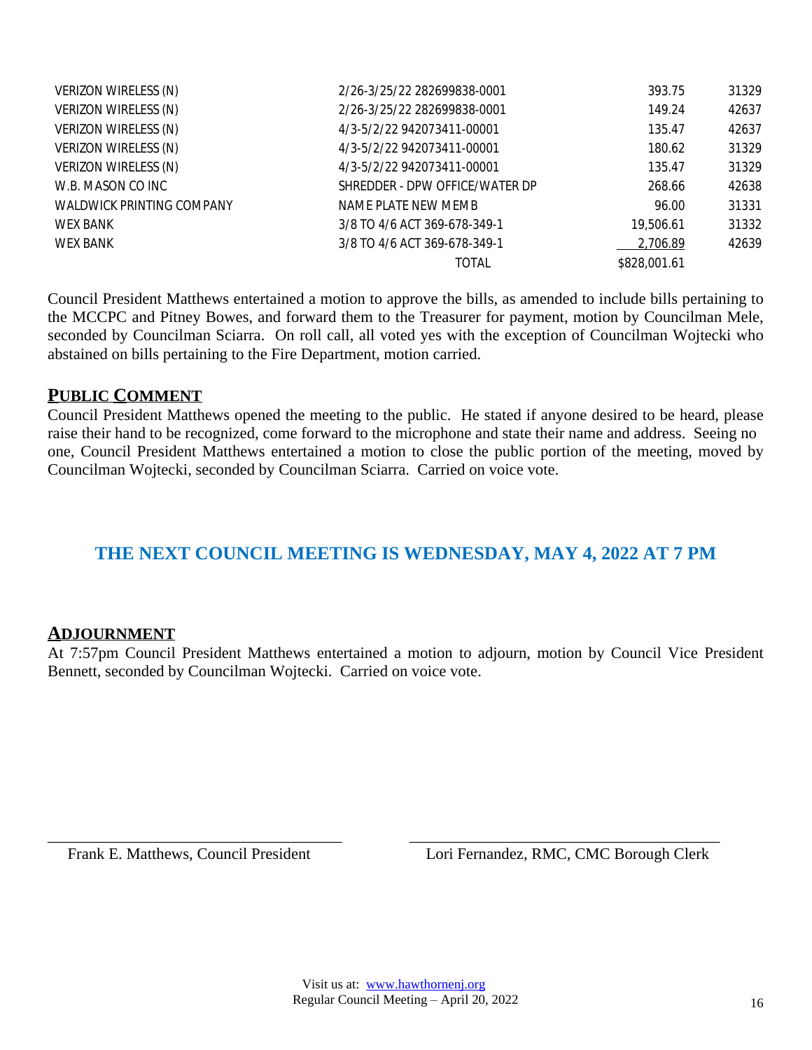| | | | |
|---|---|---|---|
| VERIZON WIRELESS (N) | 2/26-3/25/22 282699838-0001 | 393.75 | 31329 |
| VERIZON WIRELESS (N) | 2/26-3/25/22 282699838-0001 | 149.24 | 42637 |
| VERIZON WIRELESS (N) | 4/3-5/2/22 942073411-00001 | 135.47 | 42637 |
| VERIZON WIRELESS (N) | 4/3-5/2/22 942073411-00001 | 180.62 | 31329 |
| VERIZON WIRELESS (N) | 4/3-5/2/22 942073411-00001 | 135.47 | 31329 |
| W.B. MASON CO INC | SHREDDER - DPW OFFICE/WATER DP | 268.66 | 42638 |
| WALDWICK PRINTING COMPANY | NAME PLATE NEW MEMB | 96.00 | 31331 |
| WEX BANK | 3/8 TO 4/6 ACT 369-678-349-1 | 19,506.61 | 31332 |
| WEX BANK | 3/8 TO 4/6 ACT 369-678-349-1 | 2,706.89 | 42639 |
| | TOTAL | $828,001.61 | |

Council President Matthews entertained a motion to approve the bills, as amended to include bills pertaining to the MCCPC and Pitney Bowes, and forward them to the Treasurer for payment, motion by Councilman Mele, seconded by Councilman Sciarra. On roll call, all voted yes with the exception of Councilman Wojtecki who abstained on bills pertaining to the Fire Department, motion carried.

## PUBLIC COMMENT

Council President Matthews opened the meeting to the public. He stated if anyone desired to be heard, please raise their hand to be recognized, come forward to the microphone and state their name and address. Seeing no one, Council President Matthews entertained a motion to close the public portion of the meeting, moved by Councilman Wojtecki, seconded by Councilman Sciarra. Carried on voice vote.

**THE NEXT COUNCIL MEETING IS WEDNESDAY, MAY 4, 2022 AT 7 PM**

## ADJOURNMENT

At 7:57pm Council President Matthews entertained a motion to adjourn, motion by Council Vice President Bennett, seconded by Councilman Wojtecki. Carried on voice vote.

\_\_\_\_\_\_\_\_\_\_\_\_\_\_\_\_\_\_\_\_\_\_\_\_\_\_\_\_\_\_\_\_\_\_\_\_\_\_
Frank E. Matthews, Council President

\_\_\_\_\_\_\_\_\_\_\_\_\_\_\_\_\_\_\_\_\_\_\_\_\_\_\_\_\_\_\_\_\_\_\_\_\_\_
Lori Fernandez, RMC, CMC Borough Clerk

Visit us at: www.hawthornenj.org
Regular Council Meeting – April 20, 2022